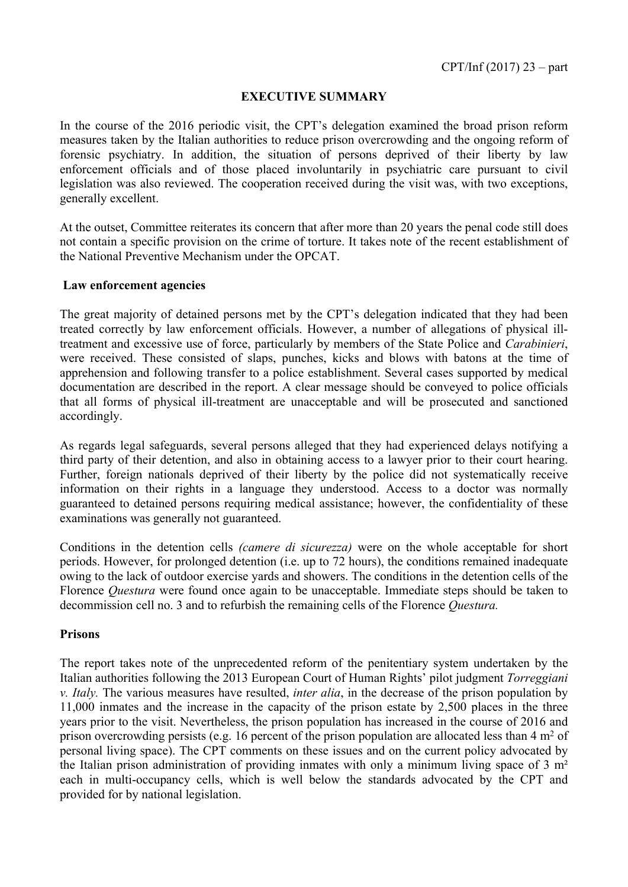CPT/Inf (2017) 23 – part

# EXECUTIVE SUMMARY

In the course of the 2016 periodic visit, the CPT's delegation examined the broad prison reform measures taken by the Italian authorities to reduce prison overcrowding and the ongoing reform of forensic psychiatry. In addition, the situation of persons deprived of their liberty by law enforcement officials and of those placed involuntarily in psychiatric care pursuant to civil legislation was also reviewed. The cooperation received during the visit was, with two exceptions, generally excellent.

At the outset, Committee reiterates its concern that after more than 20 years the penal code still does not contain a specific provision on the crime of torture. It takes note of the recent establishment of the National Preventive Mechanism under the OPCAT.

## Law enforcement agencies

The great majority of detained persons met by the CPT's delegation indicated that they had been treated correctly by law enforcement officials. However, a number of allegations of physical ill-treatment and excessive use of force, particularly by members of the State Police and *Carabinieri*, were received. These consisted of slaps, punches, kicks and blows with batons at the time of apprehension and following transfer to a police establishment. Several cases supported by medical documentation are described in the report. A clear message should be conveyed to police officials that all forms of physical ill-treatment are unacceptable and will be prosecuted and sanctioned accordingly.

As regards legal safeguards, several persons alleged that they had experienced delays notifying a third party of their detention, and also in obtaining access to a lawyer prior to their court hearing. Further, foreign nationals deprived of their liberty by the police did not systematically receive information on their rights in a language they understood. Access to a doctor was normally guaranteed to detained persons requiring medical assistance; however, the confidentiality of these examinations was generally not guaranteed.

Conditions in the detention cells *(camere di sicurezza)* were on the whole acceptable for short periods. However, for prolonged detention (i.e. up to 72 hours), the conditions remained inadequate owing to the lack of outdoor exercise yards and showers. The conditions in the detention cells of the Florence *Questura* were found once again to be unacceptable. Immediate steps should be taken to decommission cell no. 3 and to refurbish the remaining cells of the Florence *Questura.*

## Prisons

The report takes note of the unprecedented reform of the penitentiary system undertaken by the Italian authorities following the 2013 European Court of Human Rights' pilot judgment *Torreggiani v. Italy.* The various measures have resulted, *inter alia*, in the decrease of the prison population by 11,000 inmates and the increase in the capacity of the prison estate by 2,500 places in the three years prior to the visit. Nevertheless, the prison population has increased in the course of 2016 and prison overcrowding persists (e.g. 16 percent of the prison population are allocated less than 4 $m^2$ of personal living space). The CPT comments on these issues and on the current policy advocated by the Italian prison administration of providing inmates with only a minimum living space of 3 $m^2$ each in multi-occupancy cells, which is well below the standards advocated by the CPT and provided for by national legislation.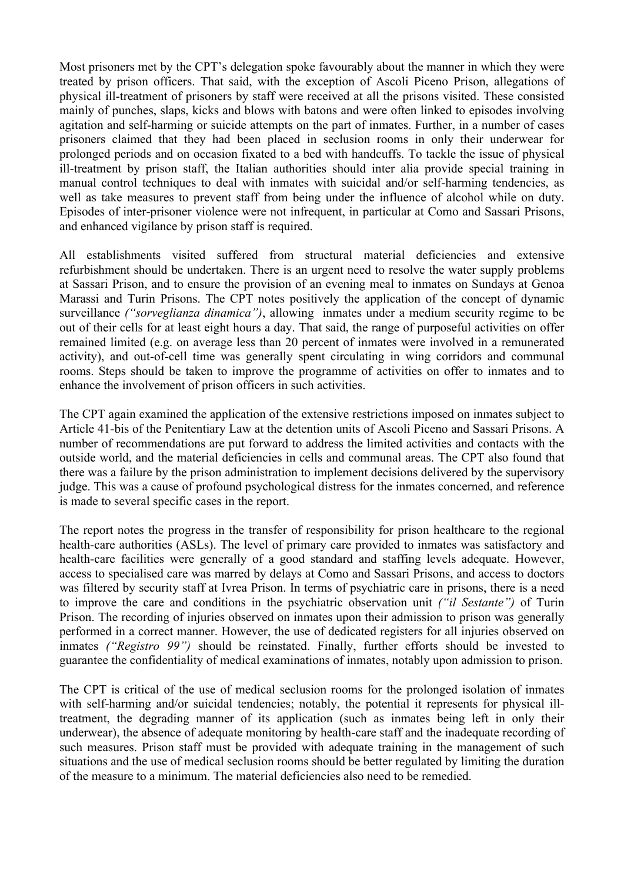Most prisoners met by the CPT's delegation spoke favourably about the manner in which they were treated by prison officers. That said, with the exception of Ascoli Piceno Prison, allegations of physical ill-treatment of prisoners by staff were received at all the prisons visited. These consisted mainly of punches, slaps, kicks and blows with batons and were often linked to episodes involving agitation and self-harming or suicide attempts on the part of inmates. Further, in a number of cases prisoners claimed that they had been placed in seclusion rooms in only their underwear for prolonged periods and on occasion fixated to a bed with handcuffs. To tackle the issue of physical ill-treatment by prison staff, the Italian authorities should inter alia provide special training in manual control techniques to deal with inmates with suicidal and/or self-harming tendencies, as well as take measures to prevent staff from being under the influence of alcohol while on duty. Episodes of inter-prisoner violence were not infrequent, in particular at Como and Sassari Prisons, and enhanced vigilance by prison staff is required.

All establishments visited suffered from structural material deficiencies and extensive refurbishment should be undertaken. There is an urgent need to resolve the water supply problems at Sassari Prison, and to ensure the provision of an evening meal to inmates on Sundays at Genoa Marassi and Turin Prisons. The CPT notes positively the application of the concept of dynamic surveillance *("sorveglianza dinamica")*, allowing inmates under a medium security regime to be out of their cells for at least eight hours a day. That said, the range of purposeful activities on offer remained limited (e.g. on average less than 20 percent of inmates were involved in a remunerated activity), and out-of-cell time was generally spent circulating in wing corridors and communal rooms. Steps should be taken to improve the programme of activities on offer to inmates and to enhance the involvement of prison officers in such activities.

The CPT again examined the application of the extensive restrictions imposed on inmates subject to Article 41-bis of the Penitentiary Law at the detention units of Ascoli Piceno and Sassari Prisons. A number of recommendations are put forward to address the limited activities and contacts with the outside world, and the material deficiencies in cells and communal areas. The CPT also found that there was a failure by the prison administration to implement decisions delivered by the supervisory judge. This was a cause of profound psychological distress for the inmates concerned, and reference is made to several specific cases in the report.

The report notes the progress in the transfer of responsibility for prison healthcare to the regional health-care authorities (ASLs). The level of primary care provided to inmates was satisfactory and health-care facilities were generally of a good standard and staffing levels adequate. However, access to specialised care was marred by delays at Como and Sassari Prisons, and access to doctors was filtered by security staff at Ivrea Prison. In terms of psychiatric care in prisons, there is a need to improve the care and conditions in the psychiatric observation unit *("il Sestante")* of Turin Prison. The recording of injuries observed on inmates upon their admission to prison was generally performed in a correct manner. However, the use of dedicated registers for all injuries observed on inmates *("Registro 99")* should be reinstated. Finally, further efforts should be invested to guarantee the confidentiality of medical examinations of inmates, notably upon admission to prison.

The CPT is critical of the use of medical seclusion rooms for the prolonged isolation of inmates with self-harming and/or suicidal tendencies; notably, the potential it represents for physical ill-treatment, the degrading manner of its application (such as inmates being left in only their underwear), the absence of adequate monitoring by health-care staff and the inadequate recording of such measures. Prison staff must be provided with adequate training in the management of such situations and the use of medical seclusion rooms should be better regulated by limiting the duration of the measure to a minimum. The material deficiencies also need to be remedied.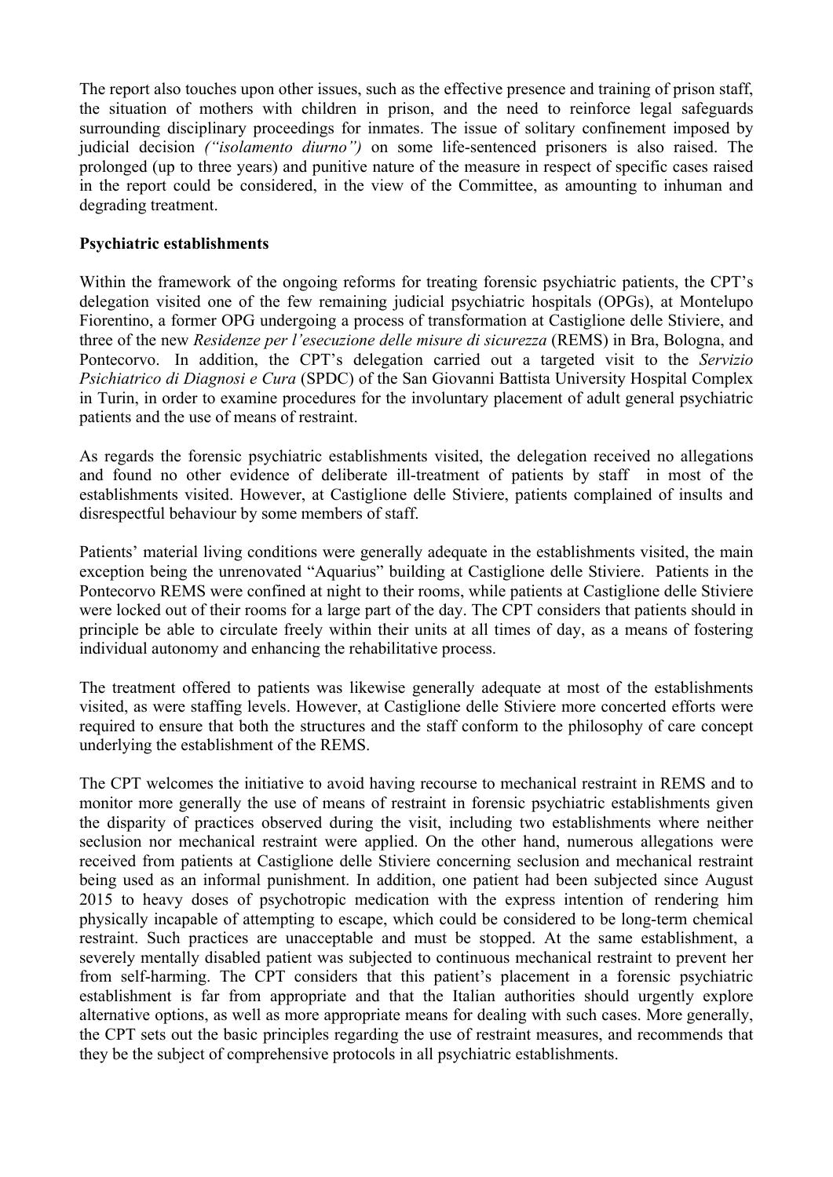The report also touches upon other issues, such as the effective presence and training of prison staff, the situation of mothers with children in prison, and the need to reinforce legal safeguards surrounding disciplinary proceedings for inmates. The issue of solitary confinement imposed by judicial decision *("isolamento diurno")* on some life-sentenced prisoners is also raised. The prolonged (up to three years) and punitive nature of the measure in respect of specific cases raised in the report could be considered, in the view of the Committee, as amounting to inhuman and degrading treatment.

**Psychiatric establishments**

Within the framework of the ongoing reforms for treating forensic psychiatric patients, the CPT's delegation visited one of the few remaining judicial psychiatric hospitals (OPGs), at Montelupo Fiorentino, a former OPG undergoing a process of transformation at Castiglione delle Stiviere, and three of the new *Residenze per l'esecuzione delle misure di sicurezza* (REMS) in Bra, Bologna, and Pontecorvo. In addition, the CPT's delegation carried out a targeted visit to the *Servizio Psichiatrico di Diagnosi e Cura* (SPDC) of the San Giovanni Battista University Hospital Complex in Turin, in order to examine procedures for the involuntary placement of adult general psychiatric patients and the use of means of restraint.

As regards the forensic psychiatric establishments visited, the delegation received no allegations and found no other evidence of deliberate ill-treatment of patients by staff in most of the establishments visited. However, at Castiglione delle Stiviere, patients complained of insults and disrespectful behaviour by some members of staff.

Patients' material living conditions were generally adequate in the establishments visited, the main exception being the unrenovated "Aquarius" building at Castiglione delle Stiviere. Patients in the Pontecorvo REMS were confined at night to their rooms, while patients at Castiglione delle Stiviere were locked out of their rooms for a large part of the day. The CPT considers that patients should in principle be able to circulate freely within their units at all times of day, as a means of fostering individual autonomy and enhancing the rehabilitative process.

The treatment offered to patients was likewise generally adequate at most of the establishments visited, as were staffing levels. However, at Castiglione delle Stiviere more concerted efforts were required to ensure that both the structures and the staff conform to the philosophy of care concept underlying the establishment of the REMS.

The CPT welcomes the initiative to avoid having recourse to mechanical restraint in REMS and to monitor more generally the use of means of restraint in forensic psychiatric establishments given the disparity of practices observed during the visit, including two establishments where neither seclusion nor mechanical restraint were applied. On the other hand, numerous allegations were received from patients at Castiglione delle Stiviere concerning seclusion and mechanical restraint being used as an informal punishment. In addition, one patient had been subjected since August 2015 to heavy doses of psychotropic medication with the express intention of rendering him physically incapable of attempting to escape, which could be considered to be long-term chemical restraint. Such practices are unacceptable and must be stopped. At the same establishment, a severely mentally disabled patient was subjected to continuous mechanical restraint to prevent her from self-harming. The CPT considers that this patient's placement in a forensic psychiatric establishment is far from appropriate and that the Italian authorities should urgently explore alternative options, as well as more appropriate means for dealing with such cases. More generally, the CPT sets out the basic principles regarding the use of restraint measures, and recommends that they be the subject of comprehensive protocols in all psychiatric establishments.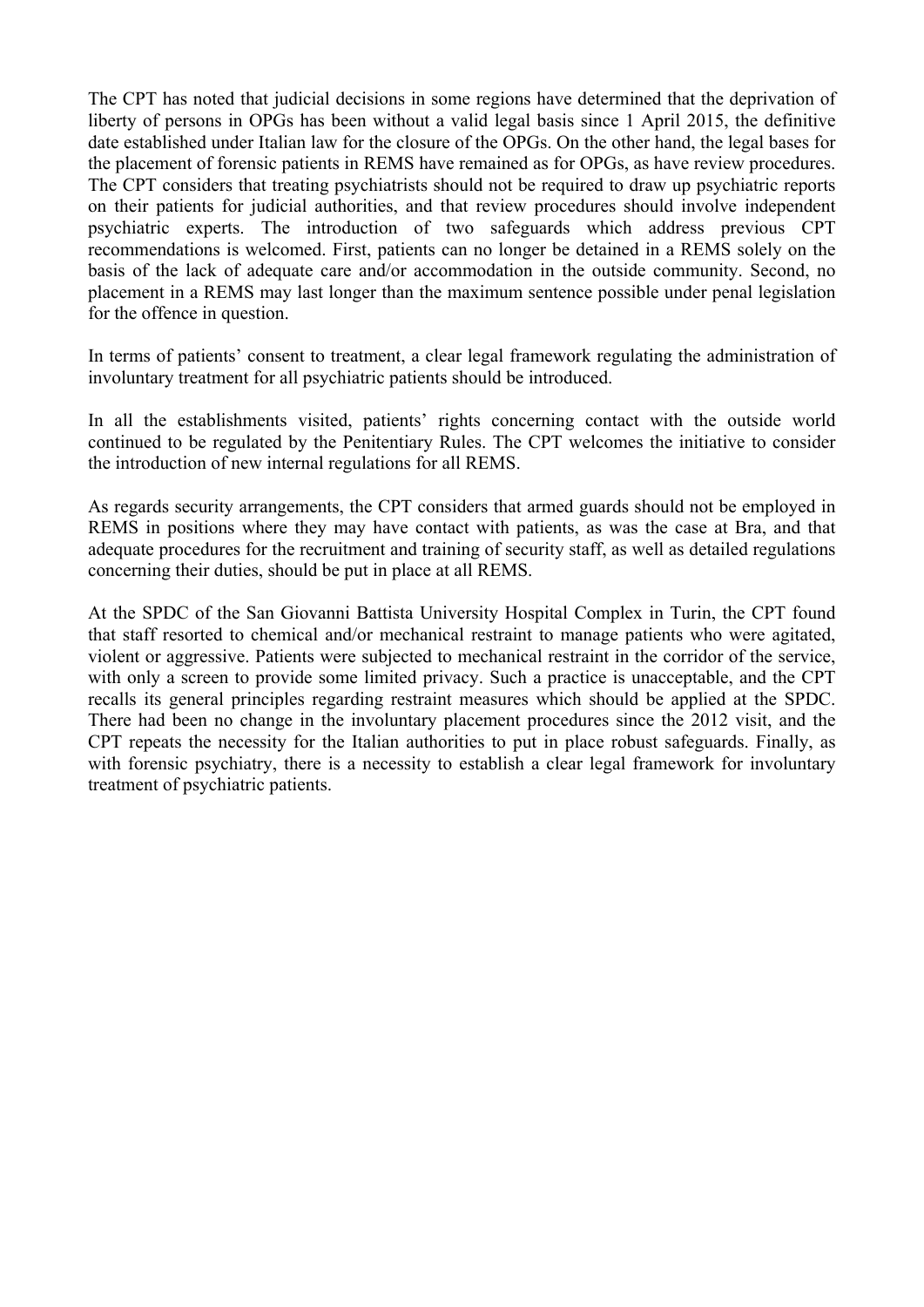The CPT has noted that judicial decisions in some regions have determined that the deprivation of liberty of persons in OPGs has been without a valid legal basis since 1 April 2015, the definitive date established under Italian law for the closure of the OPGs. On the other hand, the legal bases for the placement of forensic patients in REMS have remained as for OPGs, as have review procedures. The CPT considers that treating psychiatrists should not be required to draw up psychiatric reports on their patients for judicial authorities, and that review procedures should involve independent psychiatric experts. The introduction of two safeguards which address previous CPT recommendations is welcomed. First, patients can no longer be detained in a REMS solely on the basis of the lack of adequate care and/or accommodation in the outside community. Second, no placement in a REMS may last longer than the maximum sentence possible under penal legislation for the offence in question.

In terms of patients' consent to treatment, a clear legal framework regulating the administration of involuntary treatment for all psychiatric patients should be introduced.

In all the establishments visited, patients' rights concerning contact with the outside world continued to be regulated by the Penitentiary Rules. The CPT welcomes the initiative to consider the introduction of new internal regulations for all REMS.

As regards security arrangements, the CPT considers that armed guards should not be employed in REMS in positions where they may have contact with patients, as was the case at Bra, and that adequate procedures for the recruitment and training of security staff, as well as detailed regulations concerning their duties, should be put in place at all REMS.

At the SPDC of the San Giovanni Battista University Hospital Complex in Turin, the CPT found that staff resorted to chemical and/or mechanical restraint to manage patients who were agitated, violent or aggressive. Patients were subjected to mechanical restraint in the corridor of the service, with only a screen to provide some limited privacy. Such a practice is unacceptable, and the CPT recalls its general principles regarding restraint measures which should be applied at the SPDC. There had been no change in the involuntary placement procedures since the 2012 visit, and the CPT repeats the necessity for the Italian authorities to put in place robust safeguards. Finally, as with forensic psychiatry, there is a necessity to establish a clear legal framework for involuntary treatment of psychiatric patients.